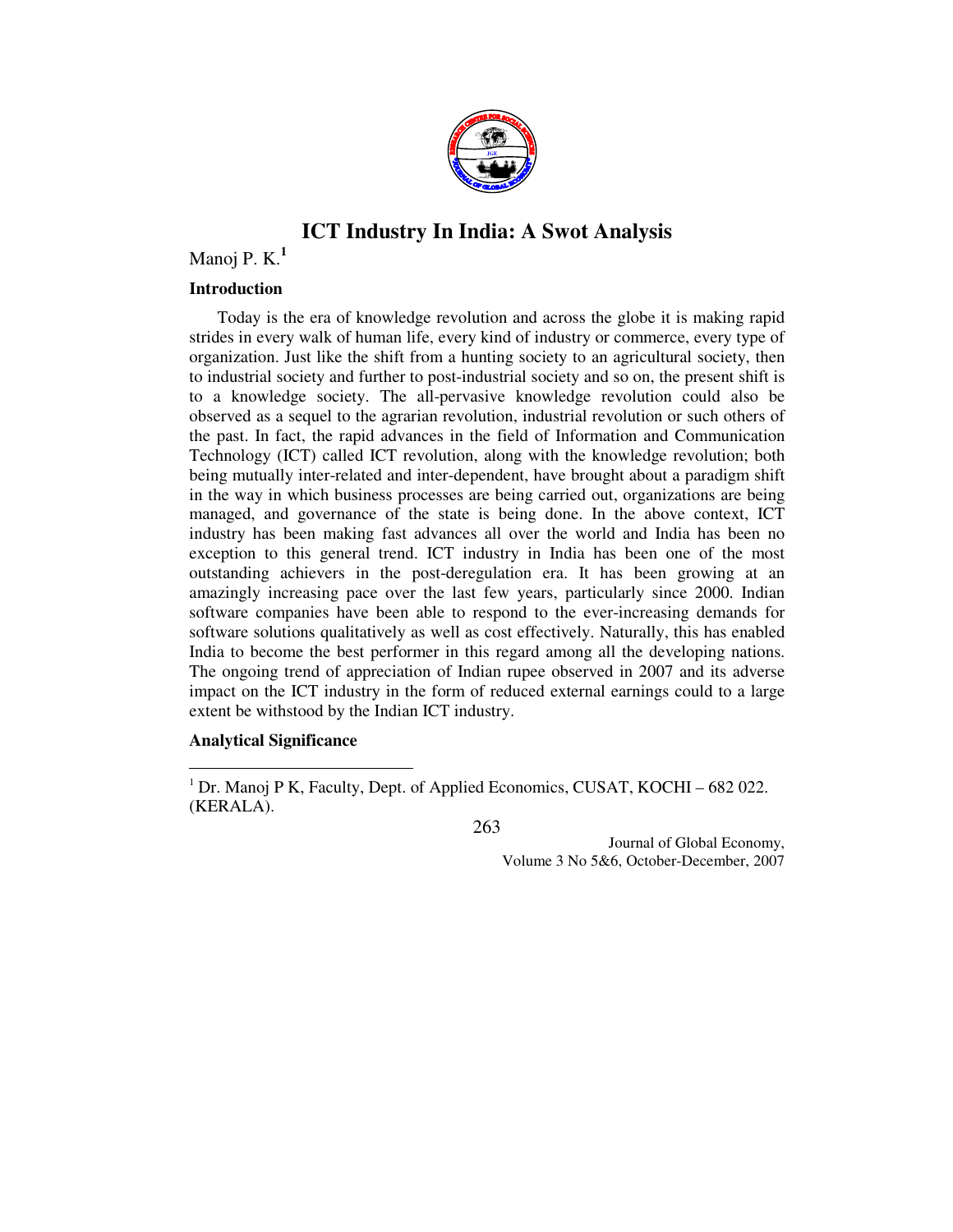# ICT Industry In India: A Swot Analysis

Manoj P. K.[1]

## Introduction

Today is the era of knowledge revolution and across the globe it is making rapid strides in every walk of human life, every kind of industry or commerce, every type of organization. Just like the shift from a hunting society to an agricultural society, then to industrial society and further to post-industrial society and so on, the present shift is to a knowledge society. The all-pervasive knowledge revolution could also be observed as a sequel to the agrarian revolution, industrial revolution or such others of the past. In fact, the rapid advances in the field of Information and Communication Technology (ICT) called ICT revolution, along with the knowledge revolution; both being mutually inter-related and inter-dependent, have brought about a paradigm shift in the way in which business processes are being carried out, organizations are being managed, and governance of the state is being done. In the above context, ICT industry has been making fast advances all over the world and India has been no exception to this general trend. ICT industry in India has been one of the most outstanding achievers in the post-deregulation era. It has been growing at an amazingly increasing pace over the last few years, particularly since 2000. Indian software companies have been able to respond to the ever-increasing demands for software solutions qualitatively as well as cost effectively. Naturally, this has enabled India to become the best performer in this regard among all the developing nations. The ongoing trend of appreciation of Indian rupee observed in 2007 and its adverse impact on the ICT industry in the form of reduced external earnings could to a large extent be withstood by the Indian ICT industry.

## Analytical Significance

---

[1] Dr. Manoj P K, Faculty, Dept. of Applied Economics, CUSAT, KOCHI – 682 022. (KERALA).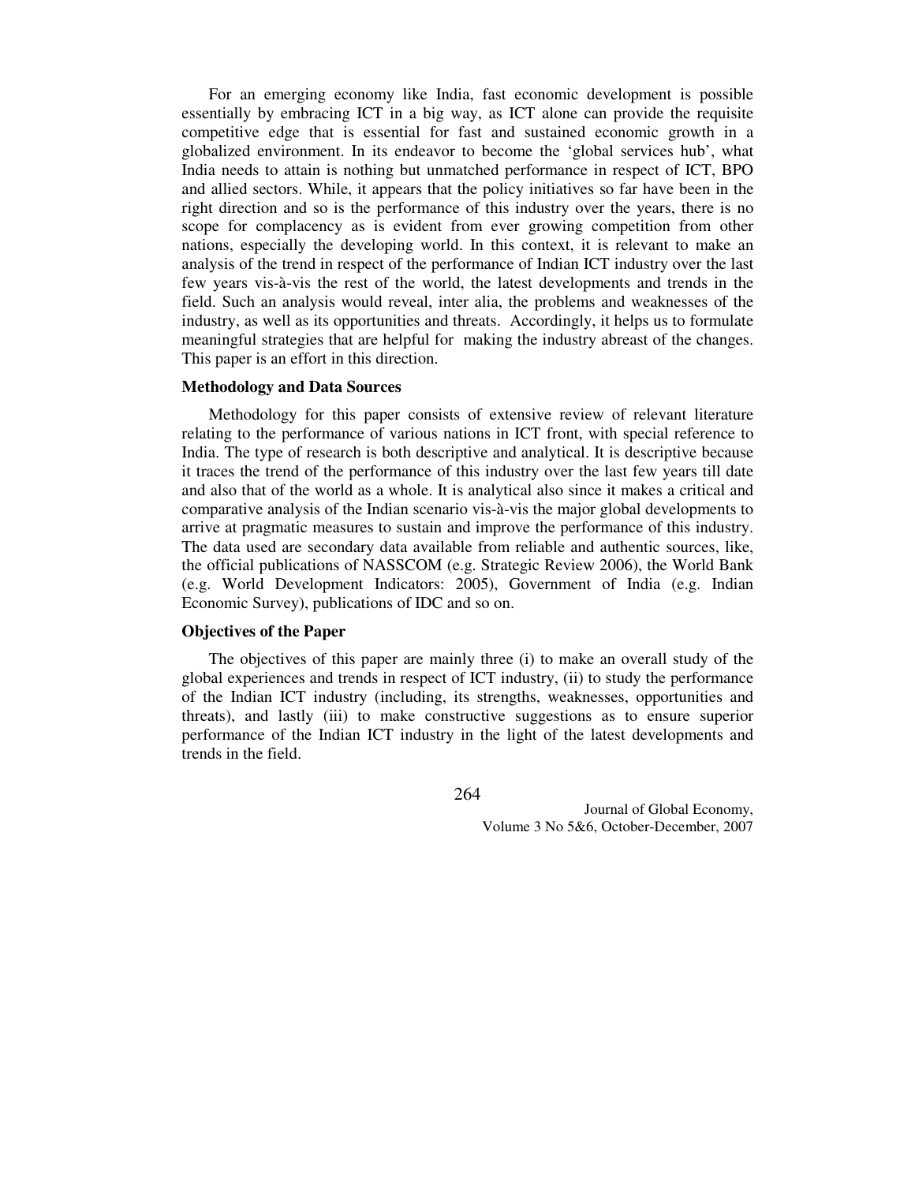For an emerging economy like India, fast economic development is possible essentially by embracing ICT in a big way, as ICT alone can provide the requisite competitive edge that is essential for fast and sustained economic growth in a globalized environment. In its endeavor to become the 'global services hub', what India needs to attain is nothing but unmatched performance in respect of ICT, BPO and allied sectors. While, it appears that the policy initiatives so far have been in the right direction and so is the performance of this industry over the years, there is no scope for complacency as is evident from ever growing competition from other nations, especially the developing world. In this context, it is relevant to make an analysis of the trend in respect of the performance of Indian ICT industry over the last few years vis-à-vis the rest of the world, the latest developments and trends in the field. Such an analysis would reveal, inter alia, the problems and weaknesses of the industry, as well as its opportunities and threats. Accordingly, it helps us to formulate meaningful strategies that are helpful for making the industry abreast of the changes. This paper is an effort in this direction.

### Methodology and Data Sources

Methodology for this paper consists of extensive review of relevant literature relating to the performance of various nations in ICT front, with special reference to India. The type of research is both descriptive and analytical. It is descriptive because it traces the trend of the performance of this industry over the last few years till date and also that of the world as a whole. It is analytical also since it makes a critical and comparative analysis of the Indian scenario vis-à-vis the major global developments to arrive at pragmatic measures to sustain and improve the performance of this industry. The data used are secondary data available from reliable and authentic sources, like, the official publications of NASSCOM (e.g. Strategic Review 2006), the World Bank (e.g. World Development Indicators: 2005), Government of India (e.g. Indian Economic Survey), publications of IDC and so on.

### Objectives of the Paper

The objectives of this paper are mainly three (i) to make an overall study of the global experiences and trends in respect of ICT industry, (ii) to study the performance of the Indian ICT industry (including, its strengths, weaknesses, opportunities and threats), and lastly (iii) to make constructive suggestions as to ensure superior performance of the Indian ICT industry in the light of the latest developments and trends in the field.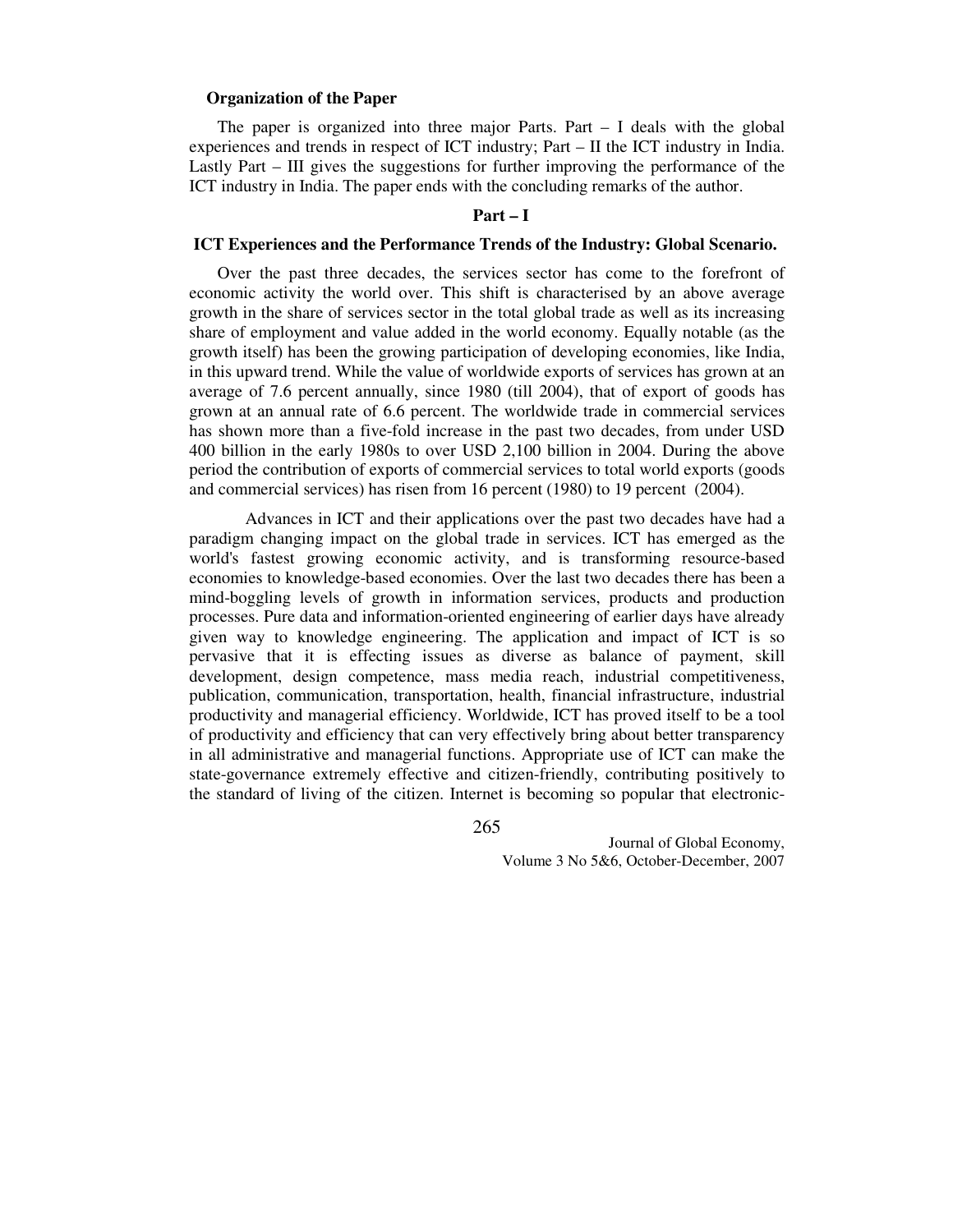**Organization of the Paper**

The paper is organized into three major Parts. Part – I deals with the global experiences and trends in respect of ICT industry; Part – II the ICT industry in India. Lastly Part – III gives the suggestions for further improving the performance of the ICT industry in India. The paper ends with the concluding remarks of the author.

## Part – I

### ICT Experiences and the Performance Trends of the Industry: Global Scenario.

Over the past three decades, the services sector has come to the forefront of economic activity the world over. This shift is characterised by an above average growth in the share of services sector in the total global trade as well as its increasing share of employment and value added in the world economy. Equally notable (as the growth itself) has been the growing participation of developing economies, like India, in this upward trend. While the value of worldwide exports of services has grown at an average of 7.6 percent annually, since 1980 (till 2004), that of export of goods has grown at an annual rate of 6.6 percent. The worldwide trade in commercial services has shown more than a five-fold increase in the past two decades, from under USD 400 billion in the early 1980s to over USD 2,100 billion in 2004. During the above period the contribution of exports of commercial services to total world exports (goods and commercial services) has risen from 16 percent (1980) to 19 percent (2004).

Advances in ICT and their applications over the past two decades have had a paradigm changing impact on the global trade in services. ICT has emerged as the world's fastest growing economic activity, and is transforming resource-based economies to knowledge-based economies. Over the last two decades there has been a mind-boggling levels of growth in information services, products and production processes. Pure data and information-oriented engineering of earlier days have already given way to knowledge engineering. The application and impact of ICT is so pervasive that it is effecting issues as diverse as balance of payment, skill development, design competence, mass media reach, industrial competitiveness, publication, communication, transportation, health, financial infrastructure, industrial productivity and managerial efficiency. Worldwide, ICT has proved itself to be a tool of productivity and efficiency that can very effectively bring about better transparency in all administrative and managerial functions. Appropriate use of ICT can make the state-governance extremely effective and citizen-friendly, contributing positively to the standard of living of the citizen. Internet is becoming so popular that electronic-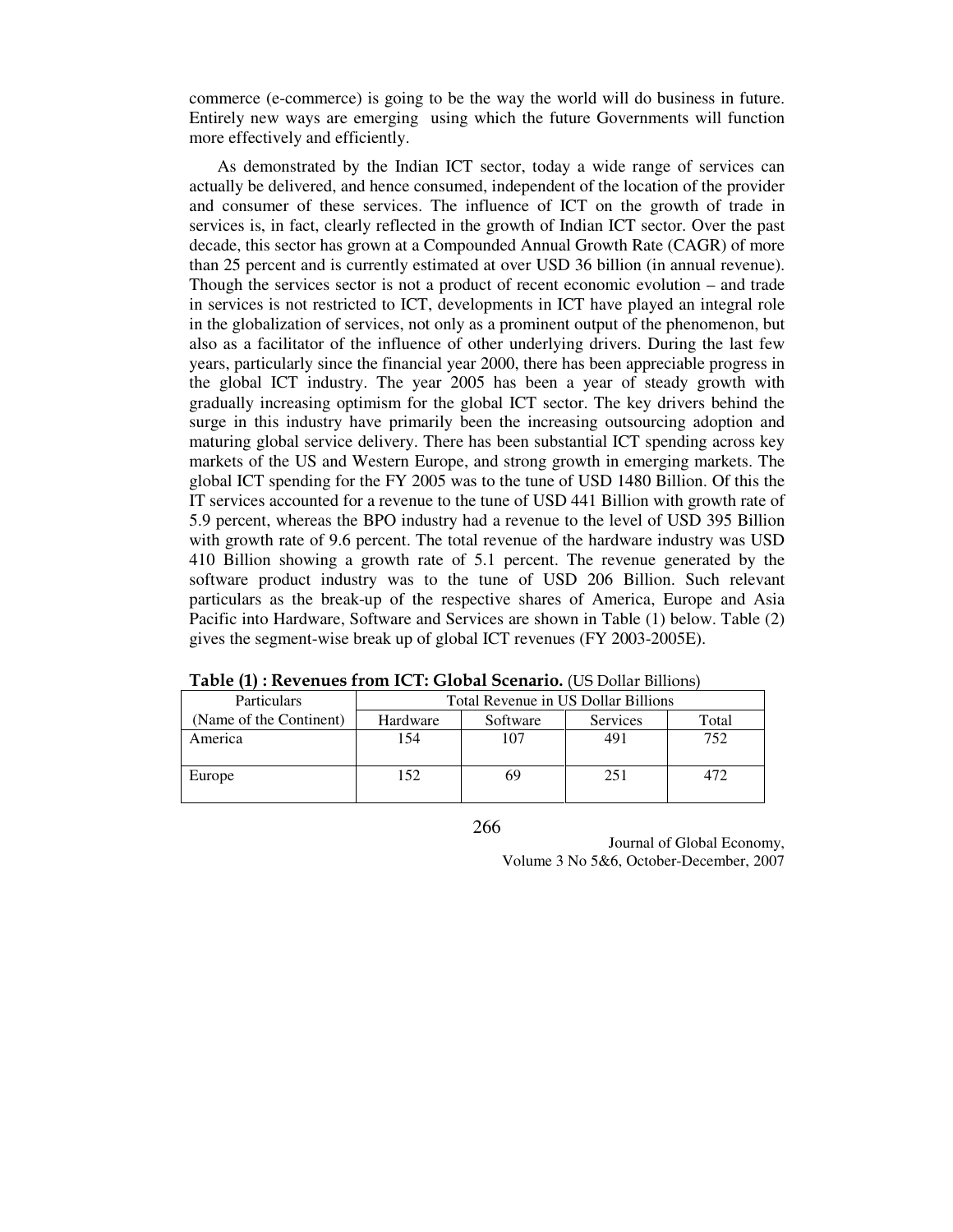commerce (e-commerce) is going to be the way the world will do business in future. Entirely new ways are emerging using which the future Governments will function more effectively and efficiently.

As demonstrated by the Indian ICT sector, today a wide range of services can actually be delivered, and hence consumed, independent of the location of the provider and consumer of these services. The influence of ICT on the growth of trade in services is, in fact, clearly reflected in the growth of Indian ICT sector. Over the past decade, this sector has grown at a Compounded Annual Growth Rate (CAGR) of more than 25 percent and is currently estimated at over USD 36 billion (in annual revenue). Though the services sector is not a product of recent economic evolution – and trade in services is not restricted to ICT, developments in ICT have played an integral role in the globalization of services, not only as a prominent output of the phenomenon, but also as a facilitator of the influence of other underlying drivers. During the last few years, particularly since the financial year 2000, there has been appreciable progress in the global ICT industry. The year 2005 has been a year of steady growth with gradually increasing optimism for the global ICT sector. The key drivers behind the surge in this industry have primarily been the increasing outsourcing adoption and maturing global service delivery. There has been substantial ICT spending across key markets of the US and Western Europe, and strong growth in emerging markets. The global ICT spending for the FY 2005 was to the tune of USD 1480 Billion. Of this the IT services accounted for a revenue to the tune of USD 441 Billion with growth rate of 5.9 percent, whereas the BPO industry had a revenue to the level of USD 395 Billion with growth rate of 9.6 percent. The total revenue of the hardware industry was USD 410 Billion showing a growth rate of 5.1 percent. The revenue generated by the software product industry was to the tune of USD 206 Billion. Such relevant particulars as the break-up of the respective shares of America, Europe and Asia Pacific into Hardware, Software and Services are shown in Table (1) below. Table (2) gives the segment-wise break up of global ICT revenues (FY 2003-2005E).

**Table (1) : Revenues from ICT: Global Scenario.** (US Dollar Billions)

| Particulars (Name of the Continent) | Total Revenue in US Dollar Billions | | | |
|---|---|---|---|---|
| | Hardware | Software | Services | Total |
| America | 154 | 107 | 491 | 752 |
| Europe | 152 | 69 | 251 | 472 |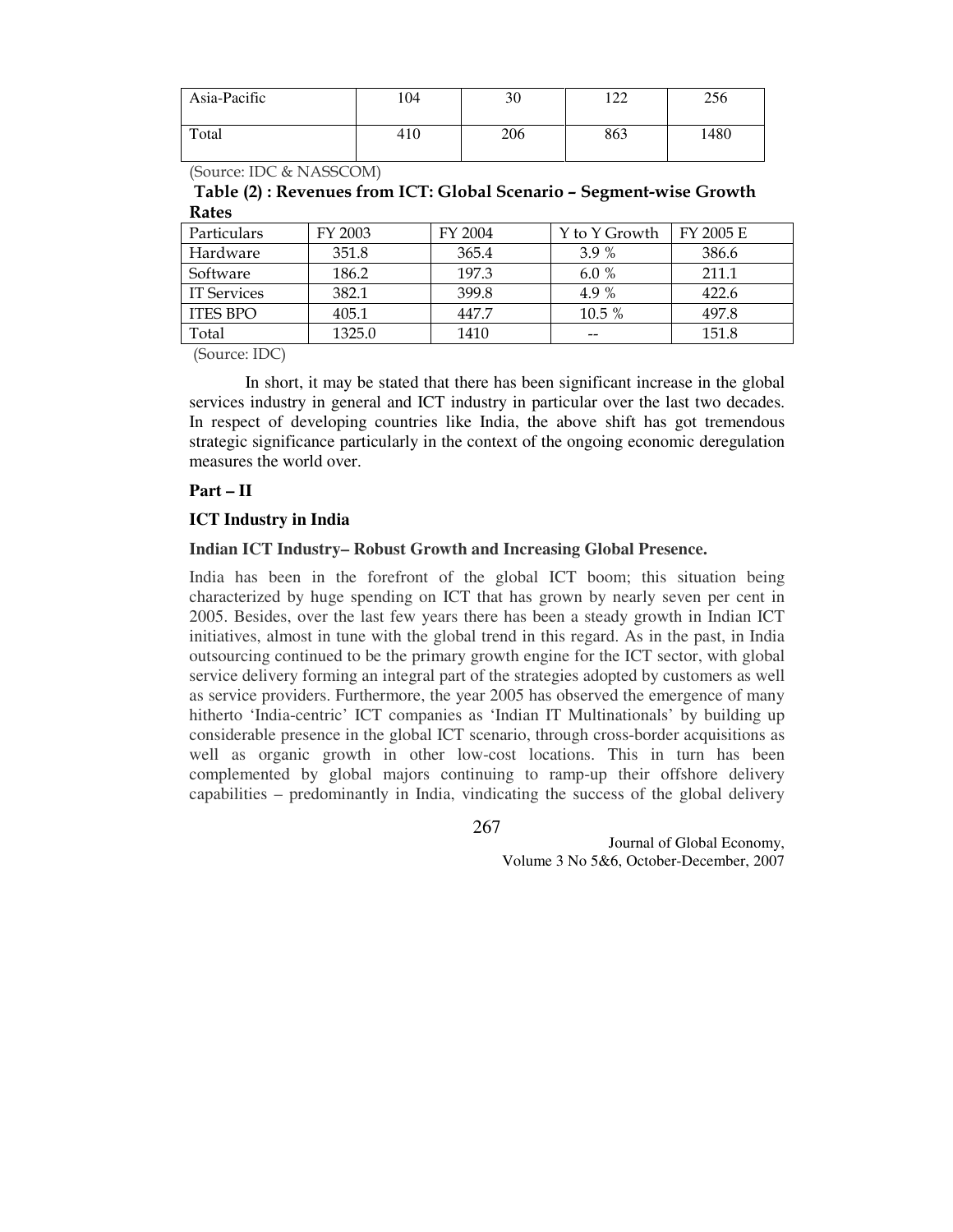| Asia-Pacific | 104 | 30 | 122 | 256 |
|---|---|---|---|---|
| Total | 410 | 206 | 863 | 1480 |

(Source: IDC & NASSCOM)

**Table (2) : Revenues from ICT: Global Scenario – Segment-wise Growth Rates**

| Particulars | FY 2003 | FY 2004 | Y to Y Growth | FY 2005 E |
|---|---|---|---|---|
| Hardware | 351.8 | 365.4 | 3.9 % | 386.6 |
| Software | 186.2 | 197.3 | 6.0 % | 211.1 |
| IT Services | 382.1 | 399.8 | 4.9 % | 422.6 |
| ITES BPO | 405.1 | 447.7 | 10.5 % | 497.8 |
| Total | 1325.0 | 1410 | -- | 151.8 |

(Source: IDC)

In short, it may be stated that there has been significant increase in the global services industry in general and ICT industry in particular over the last two decades. In respect of developing countries like India, the above shift has got tremendous strategic significance particularly in the context of the ongoing economic deregulation measures the world over.

## Part – II

### ICT Industry in India

#### Indian ICT Industry– Robust Growth and Increasing Global Presence.

India has been in the forefront of the global ICT boom; this situation being characterized by huge spending on ICT that has grown by nearly seven per cent in 2005. Besides, over the last few years there has been a steady growth in Indian ICT initiatives, almost in tune with the global trend in this regard. As in the past, in India outsourcing continued to be the primary growth engine for the ICT sector, with global service delivery forming an integral part of the strategies adopted by customers as well as service providers. Furthermore, the year 2005 has observed the emergence of many hitherto 'India-centric' ICT companies as 'Indian IT Multinationals' by building up considerable presence in the global ICT scenario, through cross-border acquisitions as well as organic growth in other low-cost locations. This in turn has been complemented by global majors continuing to ramp-up their offshore delivery capabilities – predominantly in India, vindicating the success of the global delivery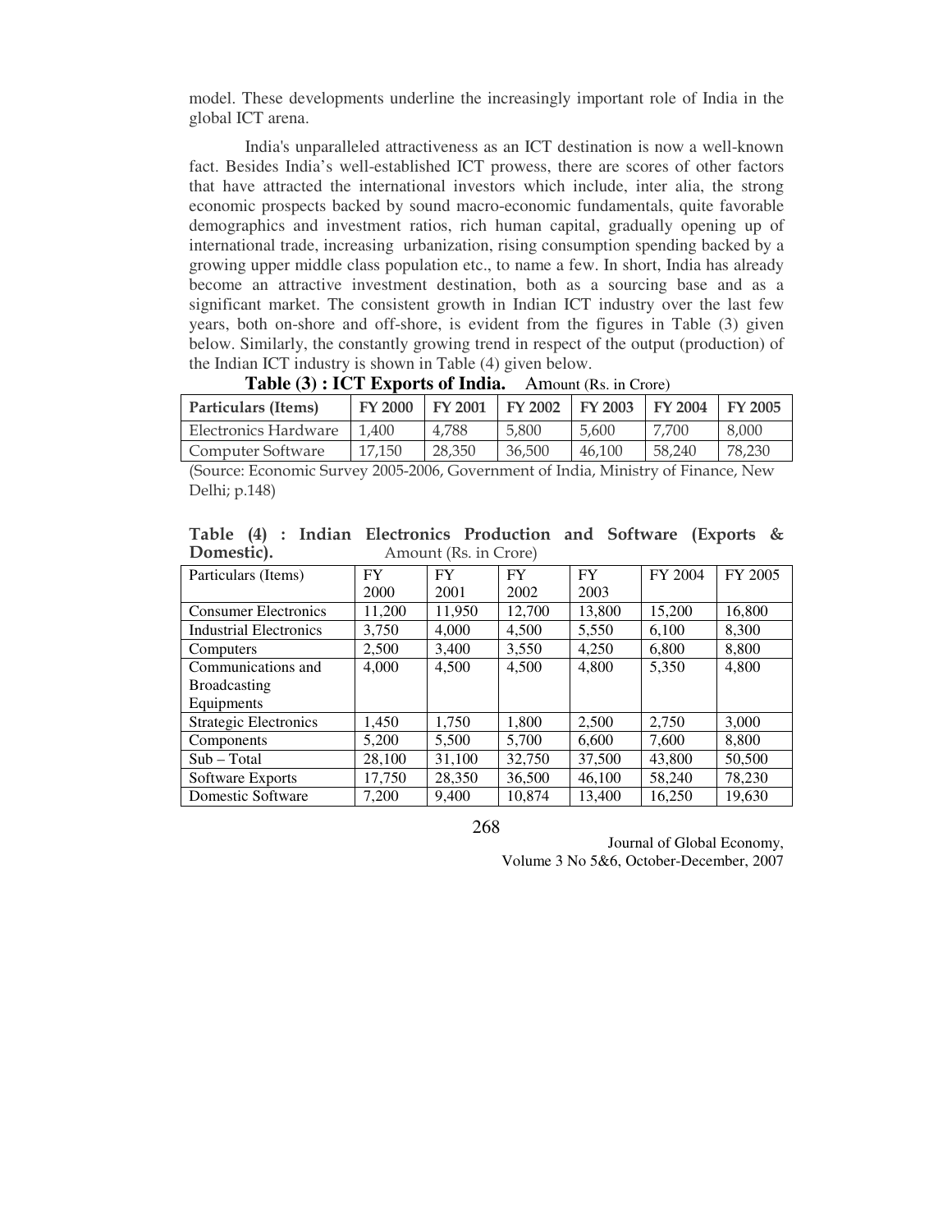model. These developments underline the increasingly important role of India in the global ICT arena.

India's unparalleled attractiveness as an ICT destination is now a well-known fact. Besides India's well-established ICT prowess, there are scores of other factors that have attracted the international investors which include, inter alia, the strong economic prospects backed by sound macro-economic fundamentals, quite favorable demographics and investment ratios, rich human capital, gradually opening up of international trade, increasing urbanization, rising consumption spending backed by a growing upper middle class population etc., to name a few. In short, India has already become an attractive investment destination, both as a sourcing base and as a significant market. The consistent growth in Indian ICT industry over the last few years, both on-shore and off-shore, is evident from the figures in Table (3) given below. Similarly, the constantly growing trend in respect of the output (production) of the Indian ICT industry is shown in Table (4) given below.

**Table (3) : ICT Exports of India.** Amount (Rs. in Crore)

| Particulars (Items) | FY 2000 | FY 2001 | FY 2002 | FY 2003 | FY 2004 | FY 2005 |
|---|---|---|---|---|---|---|
| Electronics Hardware | 1,400 | 4,788 | 5,800 | 5,600 | 7,700 | 8,000 |
| Computer Software | 17,150 | 28,350 | 36,500 | 46,100 | 58,240 | 78,230 |

(Source: Economic Survey 2005-2006, Government of India, Ministry of Finance, New Delhi; p.148)

**Table (4) : Indian Electronics Production and Software (Exports & Domestic).** Amount (Rs. in Crore)

| Particulars (Items) | FY 2000 | FY 2001 | FY 2002 | FY 2003 | FY 2004 | FY 2005 |
|---|---|---|---|---|---|---|
| Consumer Electronics | 11,200 | 11,950 | 12,700 | 13,800 | 15,200 | 16,800 |
| Industrial Electronics | 3,750 | 4,000 | 4,500 | 5,550 | 6,100 | 8,300 |
| Computers | 2,500 | 3,400 | 3,550 | 4,250 | 6,800 | 8,800 |
| Communications and Broadcasting Equipments | 4,000 | 4,500 | 4,500 | 4,800 | 5,350 | 4,800 |
| Strategic Electronics | 1,450 | 1,750 | 1,800 | 2,500 | 2,750 | 3,000 |
| Components | 5,200 | 5,500 | 5,700 | 6,600 | 7,600 | 8,800 |
| Sub – Total | 28,100 | 31,100 | 32,750 | 37,500 | 43,800 | 50,500 |
| Software Exports | 17,750 | 28,350 | 36,500 | 46,100 | 58,240 | 78,230 |
| Domestic Software | 7,200 | 9,400 | 10,874 | 13,400 | 16,250 | 19,630 |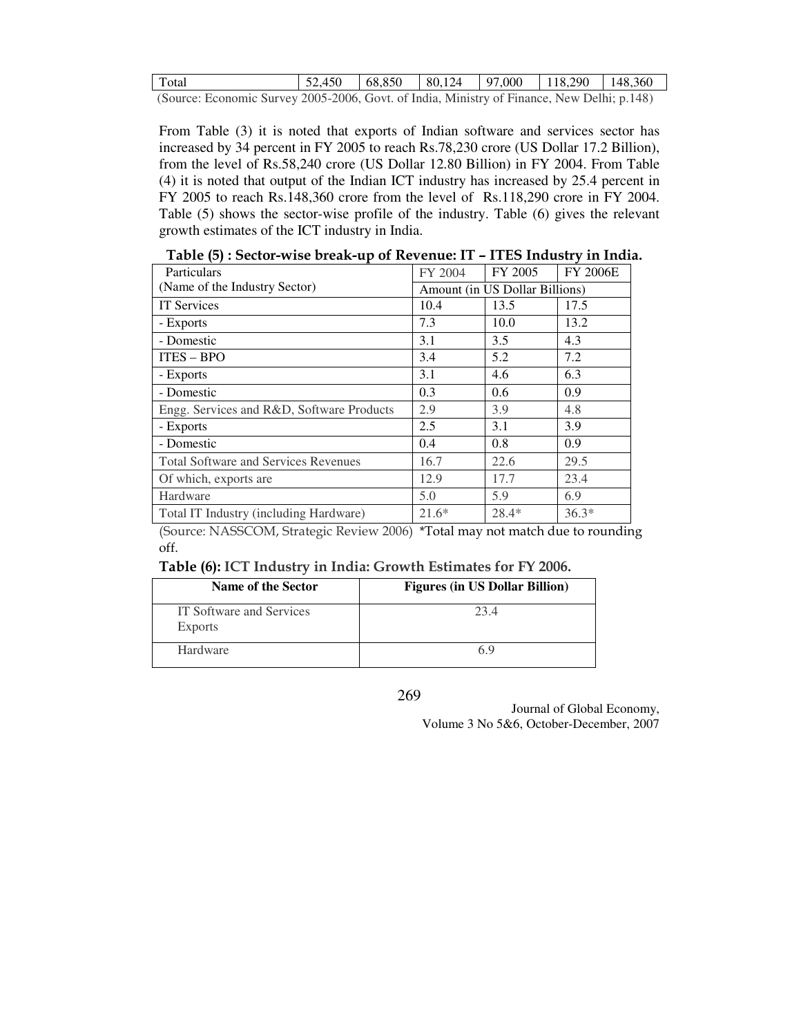| Total | 52,450 | 68,850 | 80,124 | 97,000 | 118,290 | 148,360 |
|---|---|---|---|---|---|---|

(Source: Economic Survey 2005-2006, Govt. of India, Ministry of Finance, New Delhi; p.148)

From Table (3) it is noted that exports of Indian software and services sector has increased by 34 percent in FY 2005 to reach Rs.78,230 crore (US Dollar 17.2 Billion), from the level of Rs.58,240 crore (US Dollar 12.80 Billion) in FY 2004. From Table (4) it is noted that output of the Indian ICT industry has increased by 25.4 percent in FY 2005 to reach Rs.148,360 crore from the level of Rs.118,290 crore in FY 2004. Table (5) shows the sector-wise profile of the industry. Table (6) gives the relevant growth estimates of the ICT industry in India.

**Table (5) : Sector-wise break-up of Revenue: IT – ITES Industry in India.**

| Particulars (Name of the Industry Sector) | FY 2004 | FY 2005 | FY 2006E |
|---|---|---|---|
| | Amount (in US Dollar Billions) | | |
| IT Services | 10.4 | 13.5 | 17.5 |
| - Exports | 7.3 | 10.0 | 13.2 |
| - Domestic | 3.1 | 3.5 | 4.3 |
| ITES – BPO | 3.4 | 5.2 | 7.2 |
| - Exports | 3.1 | 4.6 | 6.3 |
| - Domestic | 0.3 | 0.6 | 0.9 |
| Engg. Services and R&D, Software Products | 2.9 | 3.9 | 4.8 |
| - Exports | 2.5 | 3.1 | 3.9 |
| - Domestic | 0.4 | 0.8 | 0.9 |
| Total Software and Services Revenues | 16.7 | 22.6 | 29.5 |
| Of which, exports are | 12.9 | 17.7 | 23.4 |
| Hardware | 5.0 | 5.9 | 6.9 |
| Total IT Industry (including Hardware) | 21.6* | 28.4* | 36.3* |

(Source: NASSCOM, Strategic Review 2006) *Total may not match due to rounding off.

**Table (6): ICT Industry in India: Growth Estimates for FY 2006.**

| Name of the Sector | Figures (in US Dollar Billion) |
|---|---|
| IT Software and Services Exports | 23.4 |
| Hardware | 6.9 |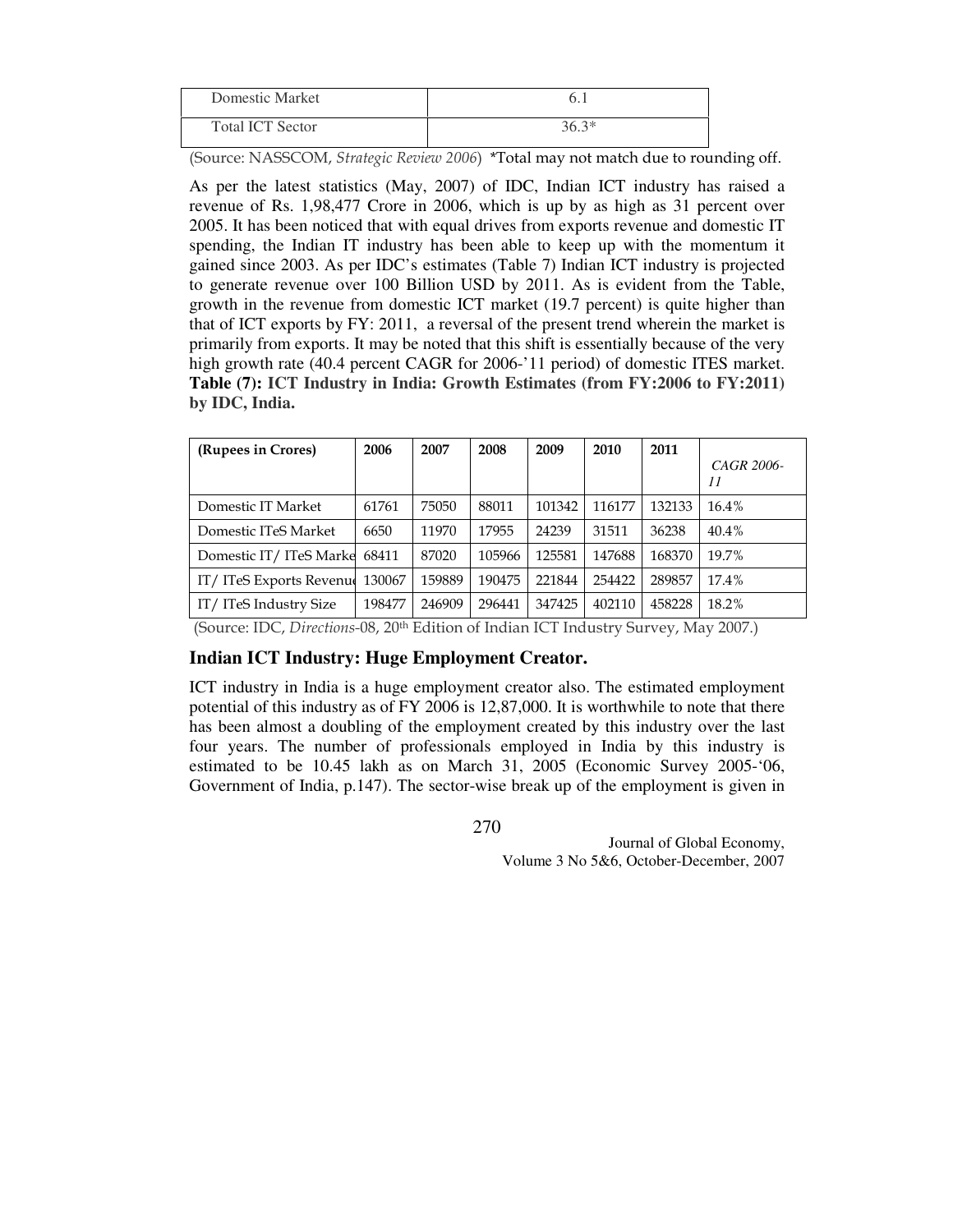| Domestic Market | 6.1 |
|---|---|
| Total ICT Sector | 36.3* |

(Source: NASSCOM, *Strategic Review 2006*) *Total may not match due to rounding off.

As per the latest statistics (May, 2007) of IDC, Indian ICT industry has raised a revenue of Rs. 1,98,477 Crore in 2006, which is up by as high as 31 percent over 2005. It has been noticed that with equal drives from exports revenue and domestic IT spending, the Indian IT industry has been able to keep up with the momentum it gained since 2003. As per IDC's estimates (Table 7) Indian ICT industry is projected to generate revenue over 100 Billion USD by 2011. As is evident from the Table, growth in the revenue from domestic ICT market (19.7 percent) is quite higher than that of ICT exports by FY: 2011, a reversal of the present trend wherein the market is primarily from exports. It may be noted that this shift is essentially because of the very high growth rate (40.4 percent CAGR for 2006-'11 period) of domestic ITES market.

**Table (7): ICT Industry in India: Growth Estimates (from FY:2006 to FY:2011) by IDC, India.**

| (Rupees in Crores) | 2006 | 2007 | 2008 | 2009 | 2010 | 2011 | *CAGR 2006-11* |
|---|---|---|---|---|---|---|---|
| Domestic IT Market | 61761 | 75050 | 88011 | 101342 | 116177 | 132133 | 16.4% |
| Domestic ITeS Market | 6650 | 11970 | 17955 | 24239 | 31511 | 36238 | 40.4% |
| Domestic IT/ ITeS Market | 68411 | 87020 | 105966 | 125581 | 147688 | 168370 | 19.7% |
| IT/ ITeS Exports Revenue | 130067 | 159889 | 190475 | 221844 | 254422 | 289857 | 17.4% |
| IT/ ITeS Industry Size | 198477 | 246909 | 296441 | 347425 | 402110 | 458228 | 18.2% |

(Source: IDC, *Directions*-08, 20th Edition of Indian ICT Industry Survey, May 2007.)

## Indian ICT Industry: Huge Employment Creator.

ICT industry in India is a huge employment creator also. The estimated employment potential of this industry as of FY 2006 is 12,87,000. It is worthwhile to note that there has been almost a doubling of the employment created by this industry over the last four years. The number of professionals employed in India by this industry is estimated to be 10.45 lakh as on March 31, 2005 (Economic Survey 2005-'06, Government of India, p.147). The sector-wise break up of the employment is given in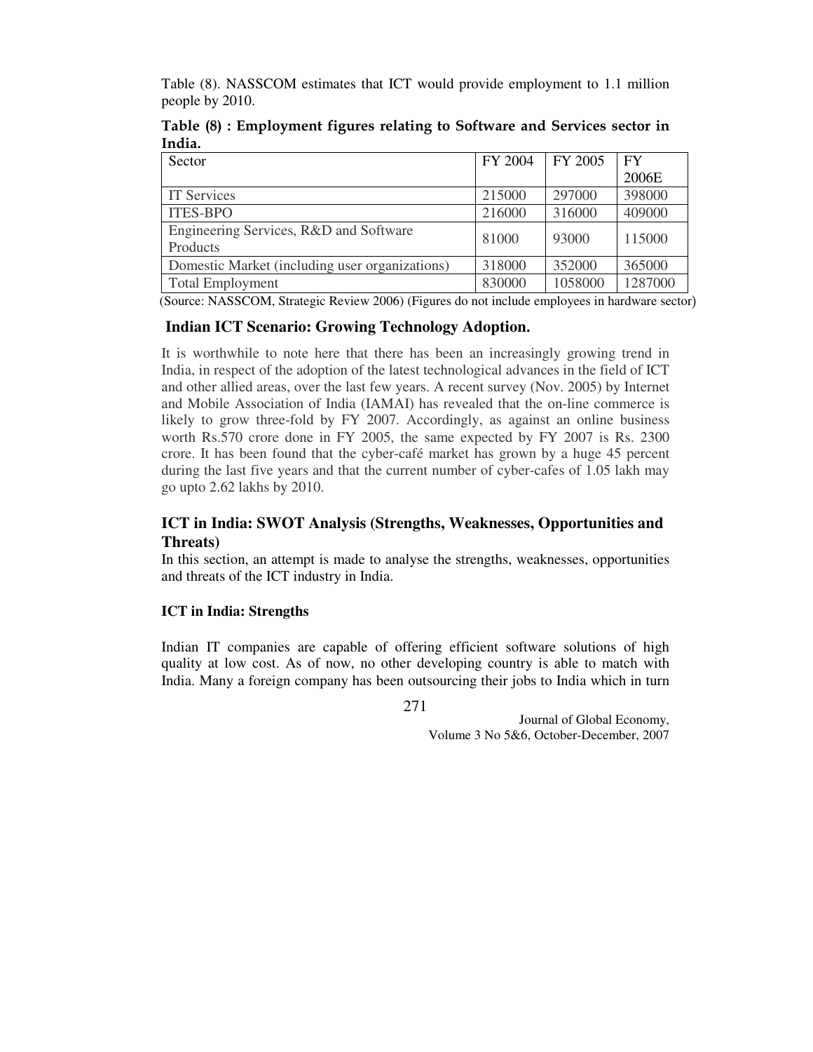Table (8). NASSCOM estimates that ICT would provide employment to 1.1 million people by 2010.

**Table (8) : Employment figures relating to Software and Services sector in India.**

| Sector | FY 2004 | FY 2005 | FY 2006E |
|---|---|---|---|
| IT Services | 215000 | 297000 | 398000 |
| ITES-BPO | 216000 | 316000 | 409000 |
| Engineering Services, R&D and Software Products | 81000 | 93000 | 115000 |
| Domestic Market (including user organizations) | 318000 | 352000 | 365000 |
| Total Employment | 830000 | 1058000 | 1287000 |

(Source: NASSCOM, Strategic Review 2006) (Figures do not include employees in hardware sector)

## Indian ICT Scenario: Growing Technology Adoption.

It is worthwhile to note here that there has been an increasingly growing trend in India, in respect of the adoption of the latest technological advances in the field of ICT and other allied areas, over the last few years. A recent survey (Nov. 2005) by Internet and Mobile Association of India (IAMAI) has revealed that the on-line commerce is likely to grow three-fold by FY 2007. Accordingly, as against an online business worth Rs.570 crore done in FY 2005, the same expected by FY 2007 is Rs. 2300 crore. It has been found that the cyber-café market has grown by a huge 45 percent during the last five years and that the current number of cyber-cafes of 1.05 lakh may go upto 2.62 lakhs by 2010.

## ICT in India: SWOT Analysis (Strengths, Weaknesses, Opportunities and Threats)

In this section, an attempt is made to analyse the strengths, weaknesses, opportunities and threats of the ICT industry in India.

### ICT in India: Strengths

Indian IT companies are capable of offering efficient software solutions of high quality at low cost. As of now, no other developing country is able to match with India. Many a foreign company has been outsourcing their jobs to India which in turn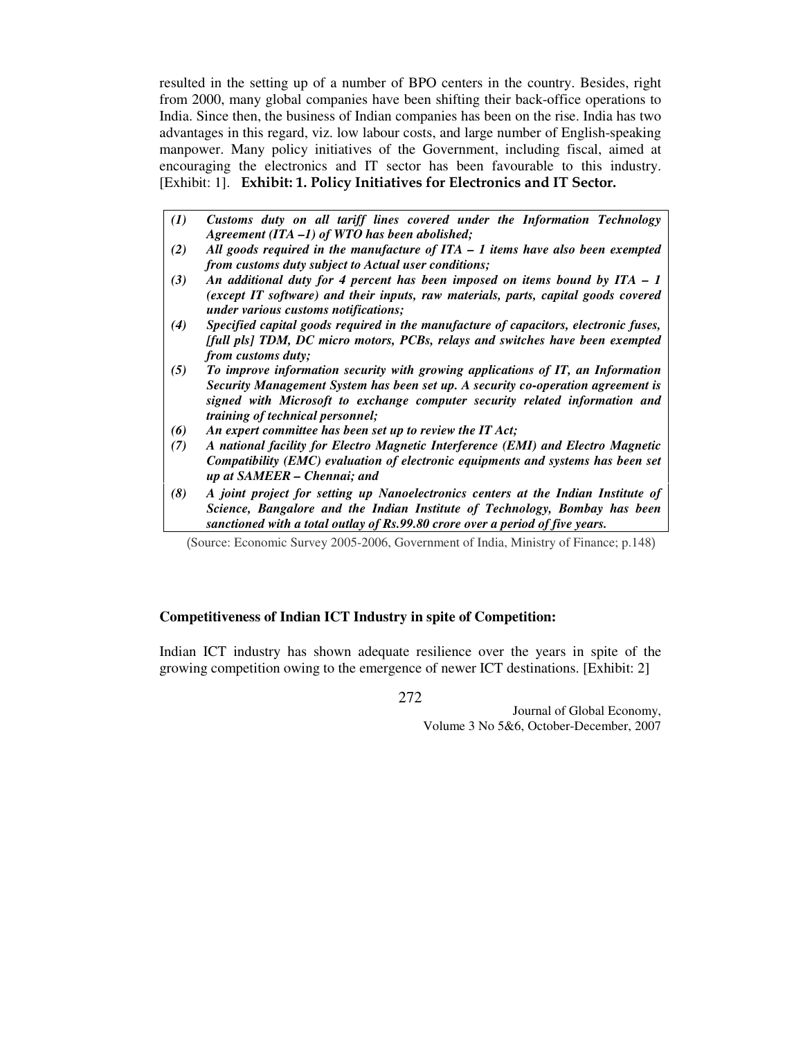resulted in the setting up of a number of BPO centers in the country. Besides, right from 2000, many global companies have been shifting their back-office operations to India. Since then, the business of Indian companies has been on the rise. India has two advantages in this regard, viz. low labour costs, and large number of English-speaking manpower. Many policy initiatives of the Government, including fiscal, aimed at encouraging the electronics and IT sector has been favourable to this industry. [Exhibit: 1]. **Exhibit: 1. Policy Initiatives for Electronics and IT Sector.**

|  |  |
|---|---|
| ***(1)*** | ***Customs duty on all tariff lines covered under the Information Technology Agreement (ITA –1) of WTO has been abolished;*** |
| ***(2)*** | ***All goods required in the manufacture of ITA – 1 items have also been exempted from customs duty subject to Actual user conditions;*** |
| ***(3)*** | ***An additional duty for 4 percent has been imposed on items bound by ITA – 1 (except IT software) and their inputs, raw materials, parts, capital goods covered under various customs notifications;*** |
| ***(4)*** | ***Specified capital goods required in the manufacture of capacitors, electronic fuses, [full pls] TDM, DC micro motors, PCBs, relays and switches have been exempted from customs duty;*** |
| ***(5)*** | ***To improve information security with growing applications of IT, an Information Security Management System has been set up. A security co-operation agreement is signed with Microsoft to exchange computer security related information and training of technical personnel;*** |
| ***(6)*** | ***An expert committee has been set up to review the IT Act;*** |
| ***(7)*** | ***A national facility for Electro Magnetic Interference (EMI) and Electro Magnetic Compatibility (EMC) evaluation of electronic equipments and systems has been set up at SAMEER – Chennai; and*** |
| ***(8)*** | ***A joint project for setting up Nanoelectronics centers at the Indian Institute of Science, Bangalore and the Indian Institute of Technology, Bombay has been sanctioned with a total outlay of Rs.99.80 crore over a period of five years.*** |

(Source: Economic Survey 2005-2006, Government of India, Ministry of Finance; p.148)

**Competitiveness of Indian ICT Industry in spite of Competition:**

Indian ICT industry has shown adequate resilience over the years in spite of the growing competition owing to the emergence of newer ICT destinations. [Exhibit: 2]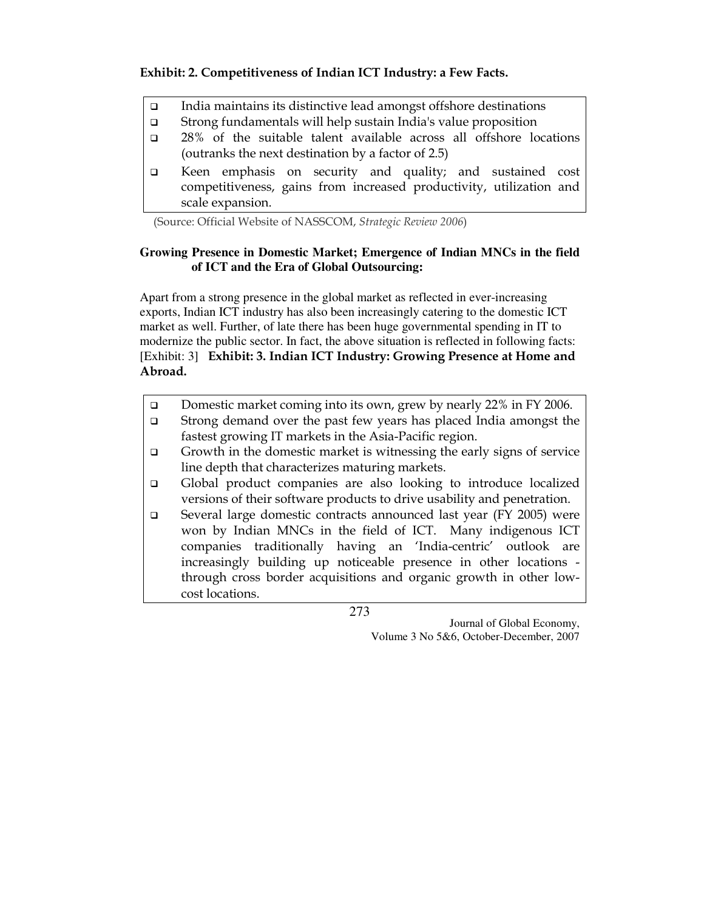**Exhibit: 2. Competitiveness of Indian ICT Industry: a Few Facts.**

- India maintains its distinctive lead amongst offshore destinations
- Strong fundamentals will help sustain India's value proposition
- 28% of the suitable talent available across all offshore locations (outranks the next destination by a factor of 2.5)
- Keen emphasis on security and quality; and sustained cost competitiveness, gains from increased productivity, utilization and scale expansion.

(Source: Official Website of NASSCOM, *Strategic Review 2006*)

**Growing Presence in Domestic Market; Emergence of Indian MNCs in the field of ICT and the Era of Global Outsourcing:**

Apart from a strong presence in the global market as reflected in ever-increasing exports, Indian ICT industry has also been increasingly catering to the domestic ICT market as well. Further, of late there has been huge governmental spending in IT to modernize the public sector. In fact, the above situation is reflected in following facts: [Exhibit: 3] **Exhibit: 3. Indian ICT Industry: Growing Presence at Home and Abroad.**

- Domestic market coming into its own, grew by nearly 22% in FY 2006.
- Strong demand over the past few years has placed India amongst the fastest growing IT markets in the Asia-Pacific region.
- Growth in the domestic market is witnessing the early signs of service line depth that characterizes maturing markets.
- Global product companies are also looking to introduce localized versions of their software products to drive usability and penetration.
- Several large domestic contracts announced last year (FY 2005) were won by Indian MNCs in the field of ICT. Many indigenous ICT companies traditionally having an 'India-centric' outlook are increasingly building up noticeable presence in other locations - through cross border acquisitions and organic growth in other low-cost locations.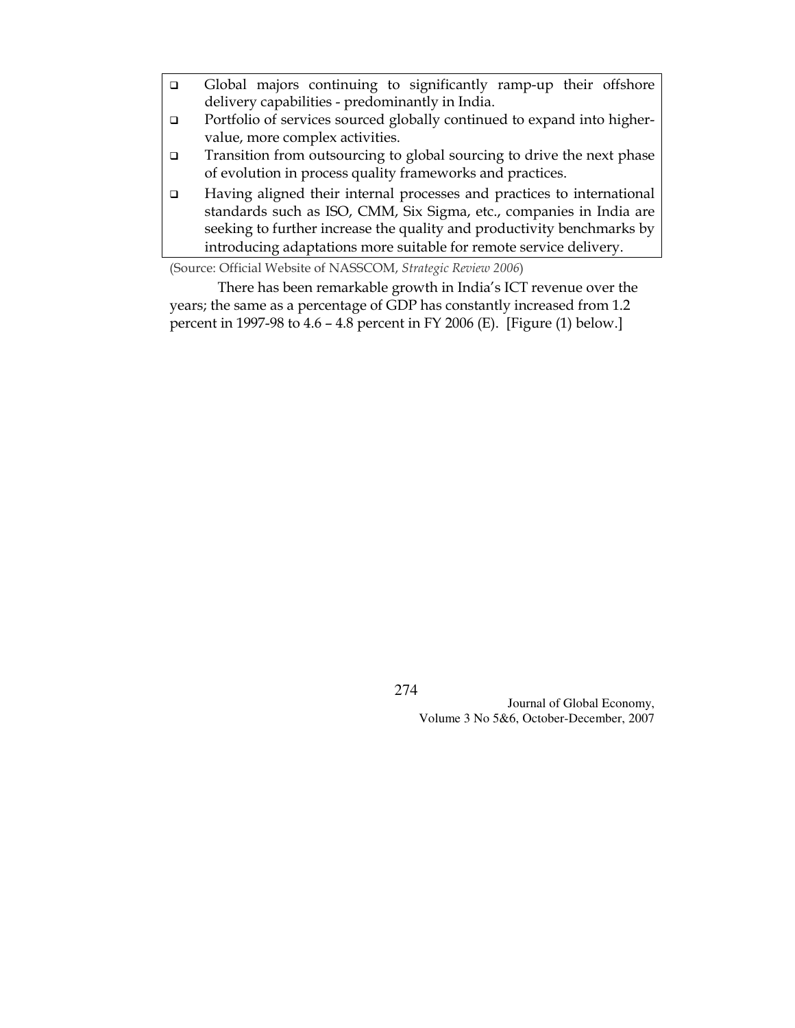- Global majors continuing to significantly ramp-up their offshore delivery capabilities - predominantly in India.
- Portfolio of services sourced globally continued to expand into higher-value, more complex activities.
- Transition from outsourcing to global sourcing to drive the next phase of evolution in process quality frameworks and practices.
- Having aligned their internal processes and practices to international standards such as ISO, CMM, Six Sigma, etc., companies in India are seeking to further increase the quality and productivity benchmarks by introducing adaptations more suitable for remote service delivery.

(Source: Official Website of NASSCOM, *Strategic Review 2006*)

There has been remarkable growth in India's ICT revenue over the years; the same as a percentage of GDP has constantly increased from 1.2 percent in 1997-98 to 4.6 – 4.8 percent in FY 2006 (E). [Figure (1) below.]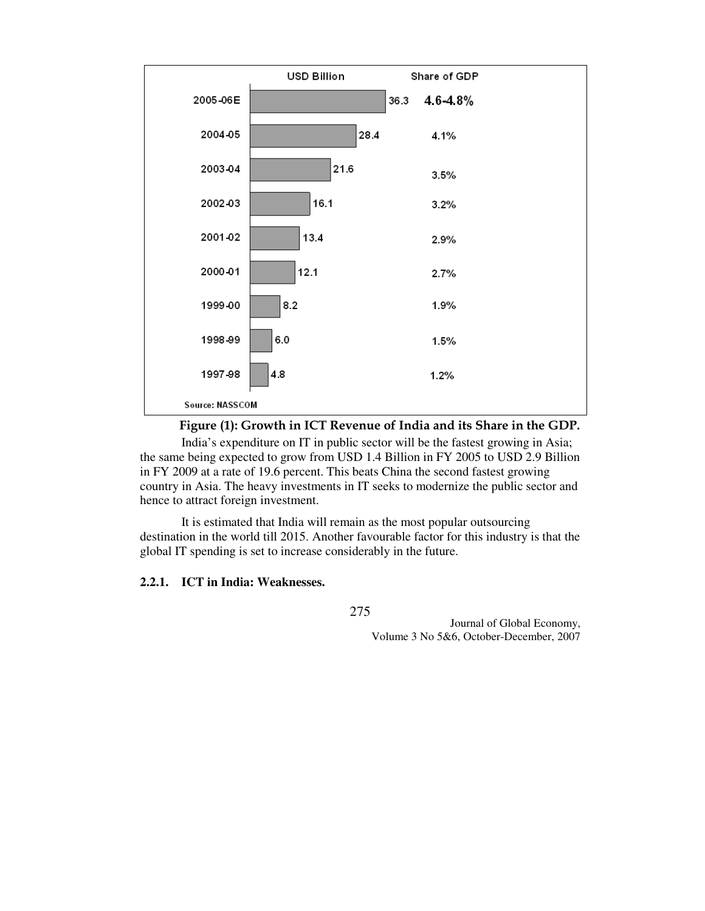| | USD Billion | Share of GDP |
|---|---|---|
| 2005-06E | 36.3 | 4.6-4.8% |
| 2004-05 | 28.4 | 4.1% |
| 2003-04 | 21.6 | 3.5% |
| 2002-03 | 16.1 | 3.2% |
| 2001-02 | 13.4 | 2.9% |
| 2000-01 | 12.1 | 2.7% |
| 1999-00 | 8.2 | 1.9% |
| 1998-99 | 6.0 | 1.5% |
| 1997-98 | 4.8 | 1.2% |

Source: NASSCOM

**Figure (1): Growth in ICT Revenue of India and its Share in the GDP.**

India's expenditure on IT in public sector will be the fastest growing in Asia; the same being expected to grow from USD 1.4 Billion in FY 2005 to USD 2.9 Billion in FY 2009 at a rate of 19.6 percent. This beats China the second fastest growing country in Asia. The heavy investments in IT seeks to modernize the public sector and hence to attract foreign investment.

It is estimated that India will remain as the most popular outsourcing destination in the world till 2015. Another favourable factor for this industry is that the global IT spending is set to increase considerably in the future.

### 2.2.1. ICT in India: Weaknesses.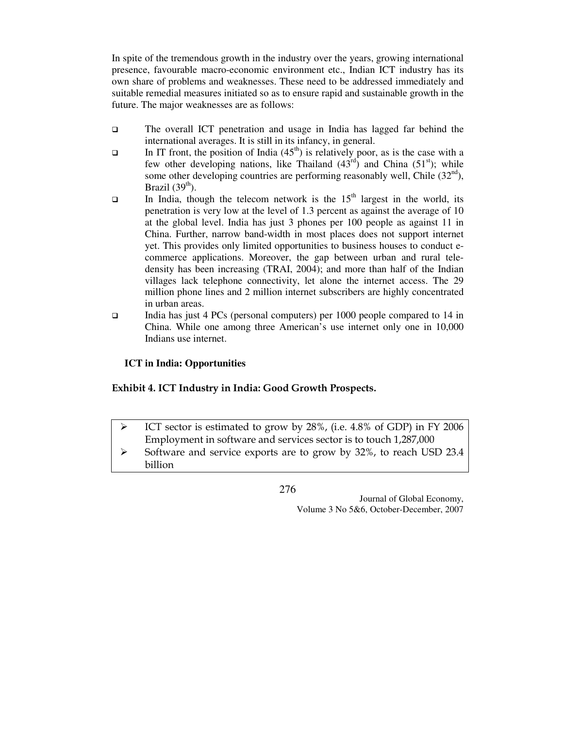In spite of the tremendous growth in the industry over the years, growing international presence, favourable macro-economic environment etc., Indian ICT industry has its own share of problems and weaknesses. These need to be addressed immediately and suitable remedial measures initiated so as to ensure rapid and sustainable growth in the future. The major weaknesses are as follows:

- The overall ICT penetration and usage in India has lagged far behind the international averages. It is still in its infancy, in general.
- In IT front, the position of India (45th) is relatively poor, as is the case with a few other developing nations, like Thailand (43rd) and China (51st); while some other developing countries are performing reasonably well, Chile (32nd), Brazil (39th).
- In India, though the telecom network is the 15th largest in the world, its penetration is very low at the level of 1.3 percent as against the average of 10 at the global level. India has just 3 phones per 100 people as against 11 in China. Further, narrow band-width in most places does not support internet yet. This provides only limited opportunities to business houses to conduct e-commerce applications. Moreover, the gap between urban and rural tele-density has been increasing (TRAI, 2004); and more than half of the Indian villages lack telephone connectivity, let alone the internet access. The 29 million phone lines and 2 million internet subscribers are highly concentrated in urban areas.
- India has just 4 PCs (personal computers) per 1000 people compared to 14 in China. While one among three American's use internet only one in 10,000 Indians use internet.

**ICT in India: Opportunities**

**Exhibit 4. ICT Industry in India: Good Growth Prospects.**

- ICT sector is estimated to grow by 28%, (i.e. 4.8% of GDP) in FY 2006 Employment in software and services sector is to touch 1,287,000
- Software and service exports are to grow by 32%, to reach USD 23.4 billion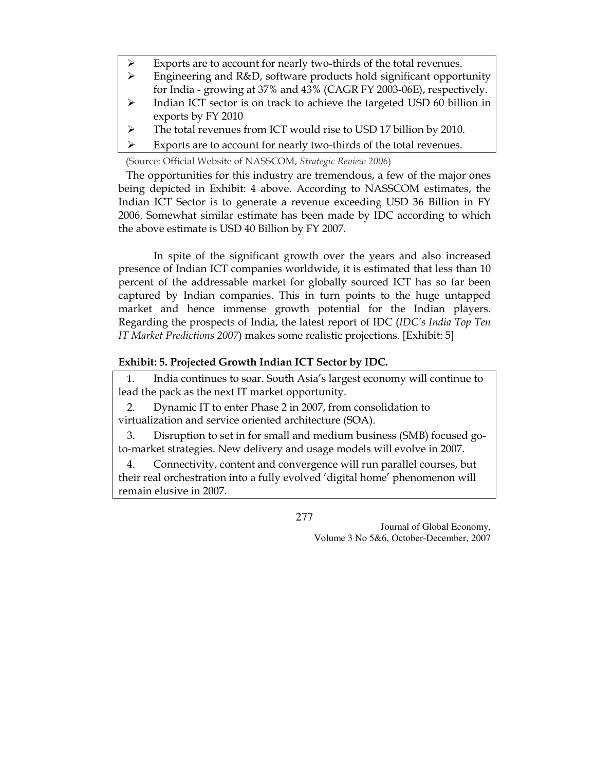- Exports are to account for nearly two-thirds of the total revenues.
- Engineering and R&D, software products hold significant opportunity for India - growing at 37% and 43% (CAGR FY 2003-06E), respectively.
- Indian ICT sector is on track to achieve the targeted USD 60 billion in exports by FY 2010
- The total revenues from ICT would rise to USD 17 billion by 2010.
- Exports are to account for nearly two-thirds of the total revenues.

(Source: Official Website of NASSCOM, *Strategic Review 2006*)

The opportunities for this industry are tremendous, a few of the major ones being depicted in Exhibit: 4 above. According to NASSCOM estimates, the Indian ICT Sector is to generate a revenue exceeding USD 36 Billion in FY 2006. Somewhat similar estimate has been made by IDC according to which the above estimate is USD 40 Billion by FY 2007.

In spite of the significant growth over the years and also increased presence of Indian ICT companies worldwide, it is estimated that less than 10 percent of the addressable market for globally sourced ICT has so far been captured by Indian companies. This in turn points to the huge untapped market and hence immense growth potential for the Indian players. Regarding the prospects of India, the latest report of IDC (*IDC's India Top Ten IT Market Predictions 2007*) makes some realistic projections. [Exhibit: 5]

**Exhibit: 5. Projected Growth Indian ICT Sector by IDC.**

1. India continues to soar. South Asia's largest economy will continue to lead the pack as the next IT market opportunity.
2. Dynamic IT to enter Phase 2 in 2007, from consolidation to virtualization and service oriented architecture (SOA).
3. Disruption to set in for small and medium business (SMB) focused go-to-market strategies. New delivery and usage models will evolve in 2007.
4. Connectivity, content and convergence will run parallel courses, but their real orchestration into a fully evolved 'digital home' phenomenon will remain elusive in 2007.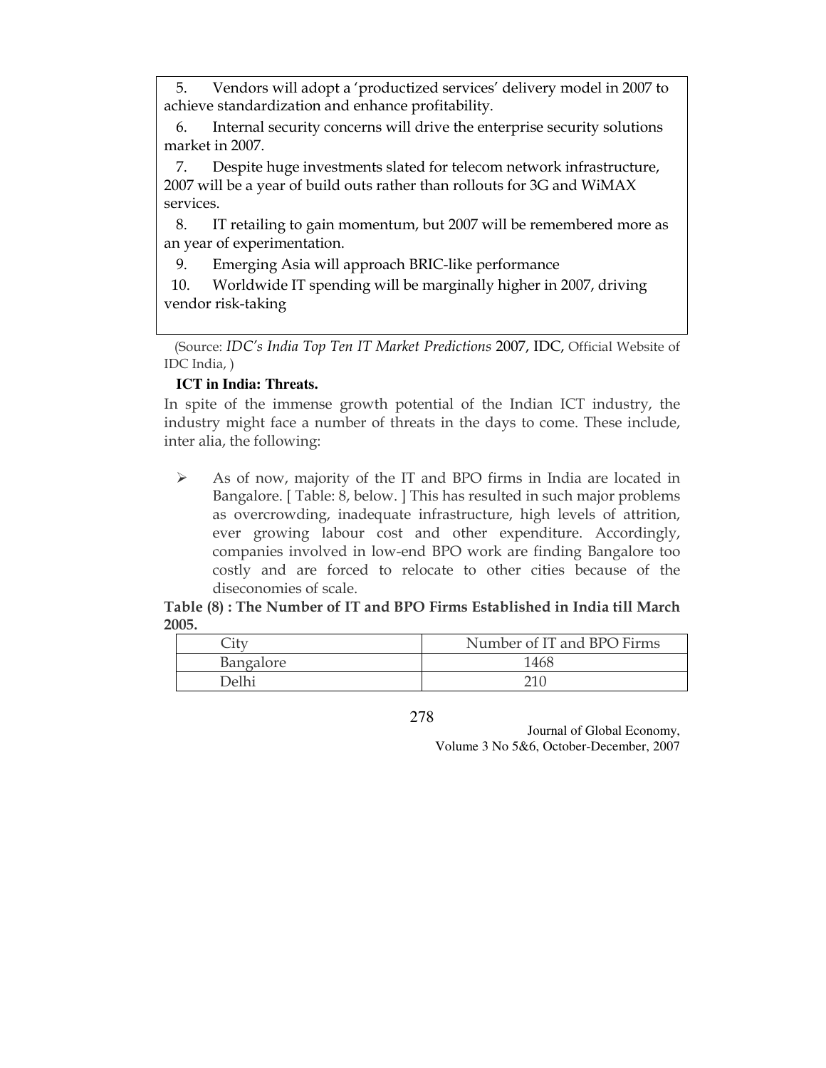5. Vendors will adopt a 'productized services' delivery model in 2007 to achieve standardization and enhance profitability.
6. Internal security concerns will drive the enterprise security solutions market in 2007.
7. Despite huge investments slated for telecom network infrastructure, 2007 will be a year of build outs rather than rollouts for 3G and WiMAX services.
8. IT retailing to gain momentum, but 2007 will be remembered more as an year of experimentation.
9. Emerging Asia will approach BRIC-like performance
10. Worldwide IT spending will be marginally higher in 2007, driving vendor risk-taking

(Source: *IDC's India Top Ten IT Market Predictions* 2007, IDC, Official Website of IDC India, )

**ICT in India: Threats.**

In spite of the immense growth potential of the Indian ICT industry, the industry might face a number of threats in the days to come. These include, inter alia, the following:

- As of now, majority of the IT and BPO firms in India are located in Bangalore. [ Table: 8, below. ] This has resulted in such major problems as overcrowding, inadequate infrastructure, high levels of attrition, ever growing labour cost and other expenditure. Accordingly, companies involved in low-end BPO work are finding Bangalore too costly and are forced to relocate to other cities because of the diseconomies of scale.

**Table (8) : The Number of IT and BPO Firms Established in India till March 2005.**

| City | Number of IT and BPO Firms |
|---|---|
| Bangalore | 1468 |
| Delhi | 210 |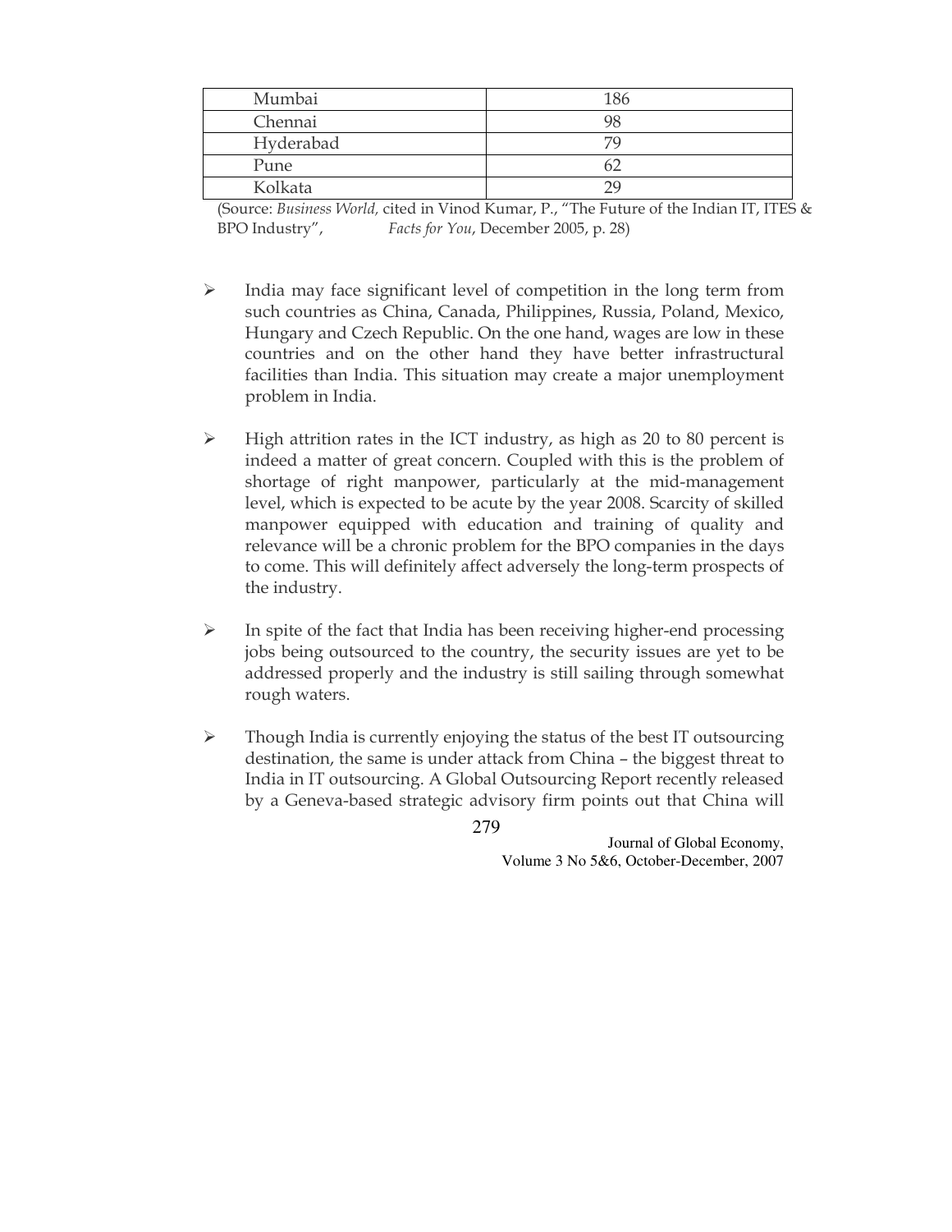| Mumbai | 186 |
|---|---|
| Chennai | 98 |
| Hyderabad | 79 |
| Pune | 62 |
| Kolkata | 29 |

(Source: *Business World,* cited in Vinod Kumar, P., "The Future of the Indian IT, ITES & BPO Industry", *Facts for You*, December 2005, p. 28)

- India may face significant level of competition in the long term from such countries as China, Canada, Philippines, Russia, Poland, Mexico, Hungary and Czech Republic. On the one hand, wages are low in these countries and on the other hand they have better infrastructural facilities than India. This situation may create a major unemployment problem in India.

- High attrition rates in the ICT industry, as high as 20 to 80 percent is indeed a matter of great concern. Coupled with this is the problem of shortage of right manpower, particularly at the mid-management level, which is expected to be acute by the year 2008. Scarcity of skilled manpower equipped with education and training of quality and relevance will be a chronic problem for the BPO companies in the days to come. This will definitely affect adversely the long-term prospects of the industry.

- In spite of the fact that India has been receiving higher-end processing jobs being outsourced to the country, the security issues are yet to be addressed properly and the industry is still sailing through somewhat rough waters.

- Though India is currently enjoying the status of the best IT outsourcing destination, the same is under attack from China – the biggest threat to India in IT outsourcing. A Global Outsourcing Report recently released by a Geneva-based strategic advisory firm points out that China will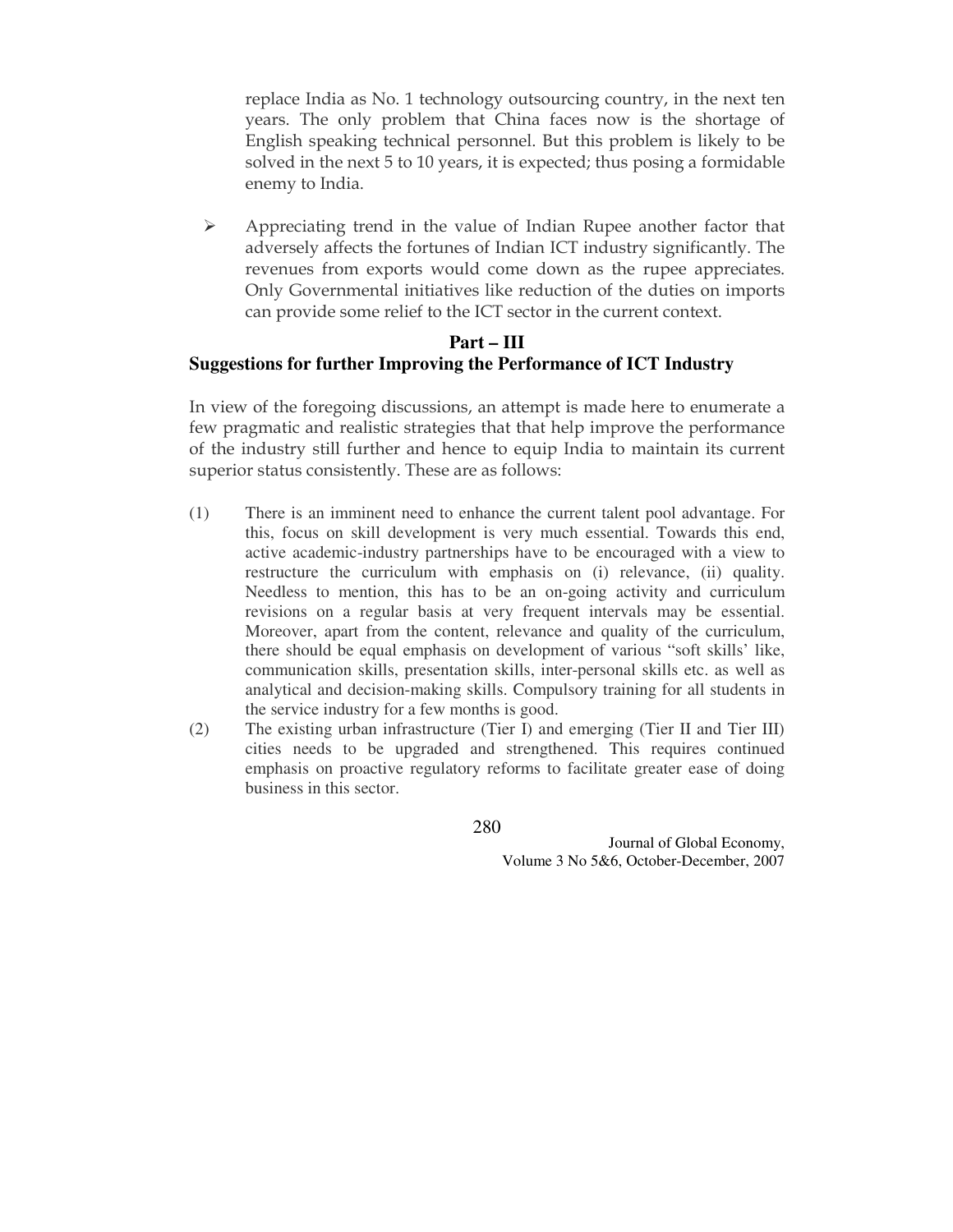replace India as No. 1 technology outsourcing country, in the next ten years. The only problem that China faces now is the shortage of English speaking technical personnel. But this problem is likely to be solved in the next 5 to 10 years, it is expected; thus posing a formidable enemy to India.

- Appreciating trend in the value of Indian Rupee another factor that adversely affects the fortunes of Indian ICT industry significantly. The revenues from exports would come down as the rupee appreciates. Only Governmental initiatives like reduction of the duties on imports can provide some relief to the ICT sector in the current context.

## Part – III
## Suggestions for further Improving the Performance of ICT Industry

In view of the foregoing discussions, an attempt is made here to enumerate a few pragmatic and realistic strategies that that help improve the performance of the industry still further and hence to equip India to maintain its current superior status consistently. These are as follows:

(1) There is an imminent need to enhance the current talent pool advantage. For this, focus on skill development is very much essential. Towards this end, active academic-industry partnerships have to be encouraged with a view to restructure the curriculum with emphasis on (i) relevance, (ii) quality. Needless to mention, this has to be an on-going activity and curriculum revisions on a regular basis at very frequent intervals may be essential. Moreover, apart from the content, relevance and quality of the curriculum, there should be equal emphasis on development of various "soft skills' like, communication skills, presentation skills, inter-personal skills etc. as well as analytical and decision-making skills. Compulsory training for all students in the service industry for a few months is good.

(2) The existing urban infrastructure (Tier I) and emerging (Tier II and Tier III) cities needs to be upgraded and strengthened. This requires continued emphasis on proactive regulatory reforms to facilitate greater ease of doing business in this sector.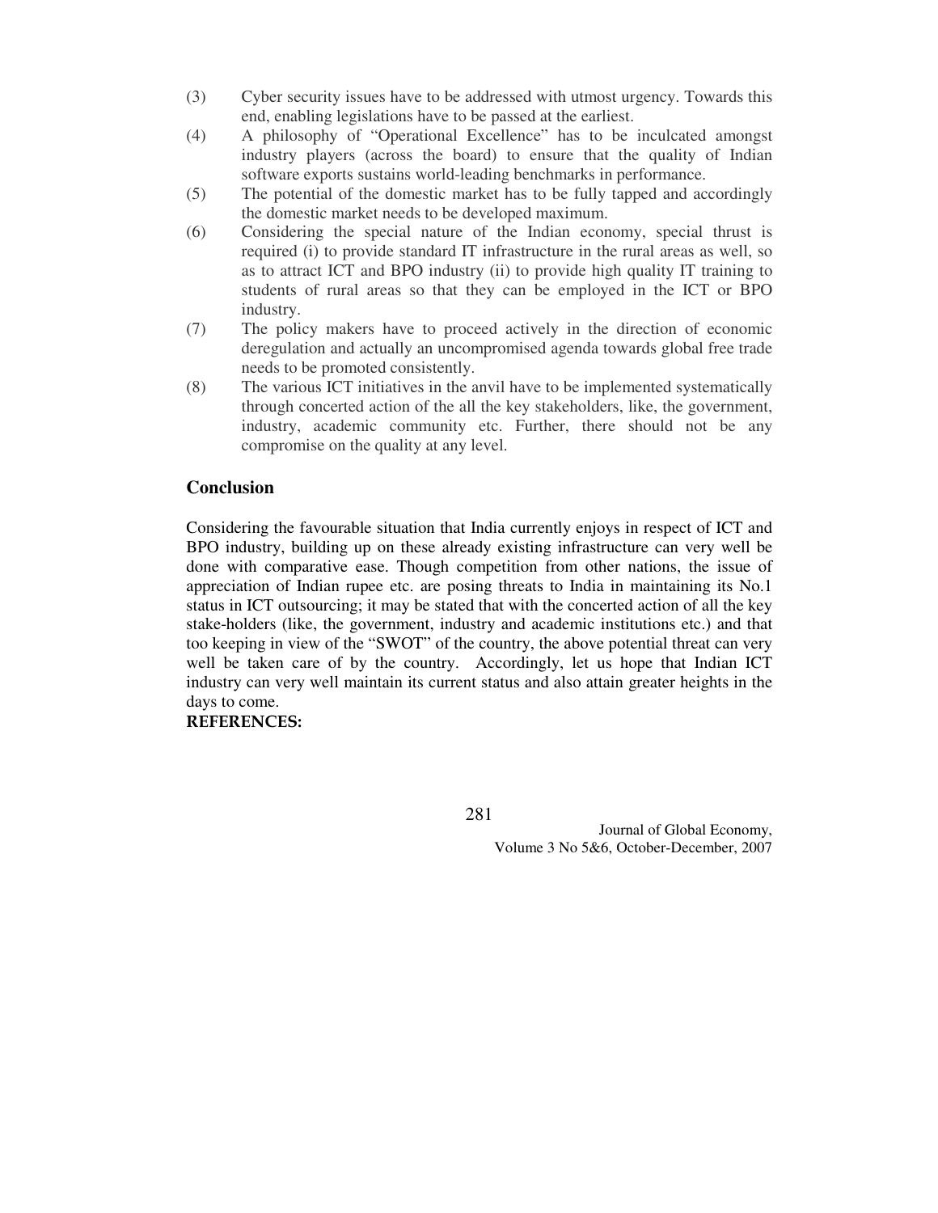(3) Cyber security issues have to be addressed with utmost urgency. Towards this end, enabling legislations have to be passed at the earliest.

(4) A philosophy of "Operational Excellence" has to be inculcated amongst industry players (across the board) to ensure that the quality of Indian software exports sustains world-leading benchmarks in performance.

(5) The potential of the domestic market has to be fully tapped and accordingly the domestic market needs to be developed maximum.

(6) Considering the special nature of the Indian economy, special thrust is required (i) to provide standard IT infrastructure in the rural areas as well, so as to attract ICT and BPO industry (ii) to provide high quality IT training to students of rural areas so that they can be employed in the ICT or BPO industry.

(7) The policy makers have to proceed actively in the direction of economic deregulation and actually an uncompromised agenda towards global free trade needs to be promoted consistently.

(8) The various ICT initiatives in the anvil have to be implemented systematically through concerted action of the all the key stakeholders, like, the government, industry, academic community etc. Further, there should not be any compromise on the quality at any level.

## Conclusion

Considering the favourable situation that India currently enjoys in respect of ICT and BPO industry, building up on these already existing infrastructure can very well be done with comparative ease. Though competition from other nations, the issue of appreciation of Indian rupee etc. are posing threats to India in maintaining its No.1 status in ICT outsourcing; it may be stated that with the concerted action of all the key stake-holders (like, the government, industry and academic institutions etc.) and that too keeping in view of the "SWOT" of the country, the above potential threat can very well be taken care of by the country. Accordingly, let us hope that Indian ICT industry can very well maintain its current status and also attain greater heights in the days to come.

**REFERENCES:**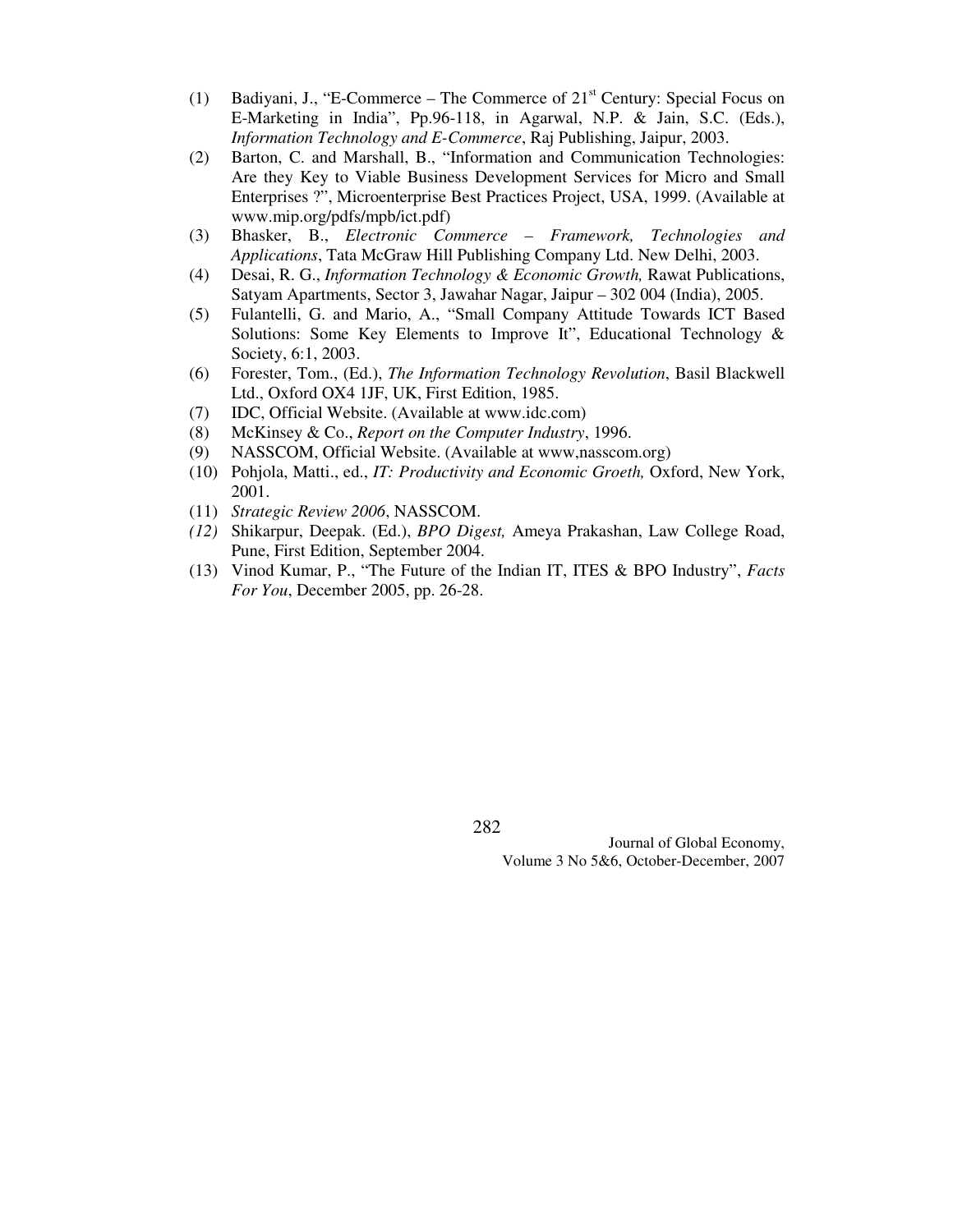(1) Badiyani, J., "E-Commerce – The Commerce of 21st Century: Special Focus on E-Marketing in India", Pp.96-118, in Agarwal, N.P. & Jain, S.C. (Eds.), *Information Technology and E-Commerce*, Raj Publishing, Jaipur, 2003.

(2) Barton, C. and Marshall, B., "Information and Communication Technologies: Are they Key to Viable Business Development Services for Micro and Small Enterprises ?", Microenterprise Best Practices Project, USA, 1999. (Available at www.mip.org/pdfs/mpb/ict.pdf)

(3) Bhasker, B., *Electronic Commerce – Framework, Technologies and Applications*, Tata McGraw Hill Publishing Company Ltd. New Delhi, 2003.

(4) Desai, R. G., *Information Technology & Economic Growth,* Rawat Publications, Satyam Apartments, Sector 3, Jawahar Nagar, Jaipur – 302 004 (India), 2005.

(5) Fulantelli, G. and Mario, A., "Small Company Attitude Towards ICT Based Solutions: Some Key Elements to Improve It", Educational Technology & Society, 6:1, 2003.

(6) Forester, Tom., (Ed.), *The Information Technology Revolution*, Basil Blackwell Ltd., Oxford OX4 1JF, UK, First Edition, 1985.

(7) IDC, Official Website. (Available at www.idc.com)

(8) McKinsey & Co., *Report on the Computer Industry*, 1996.

(9) NASSCOM, Official Website. (Available at www,nasscom.org)

(10) Pohjola, Matti., ed., *IT: Productivity and Economic Groeth,* Oxford, New York, 2001.

(11) *Strategic Review 2006*, NASSCOM.

*(12)* Shikarpur, Deepak. (Ed.), *BPO Digest,* Ameya Prakashan, Law College Road, Pune, First Edition, September 2004.

(13) Vinod Kumar, P., "The Future of the Indian IT, ITES & BPO Industry", *Facts For You*, December 2005, pp. 26-28.